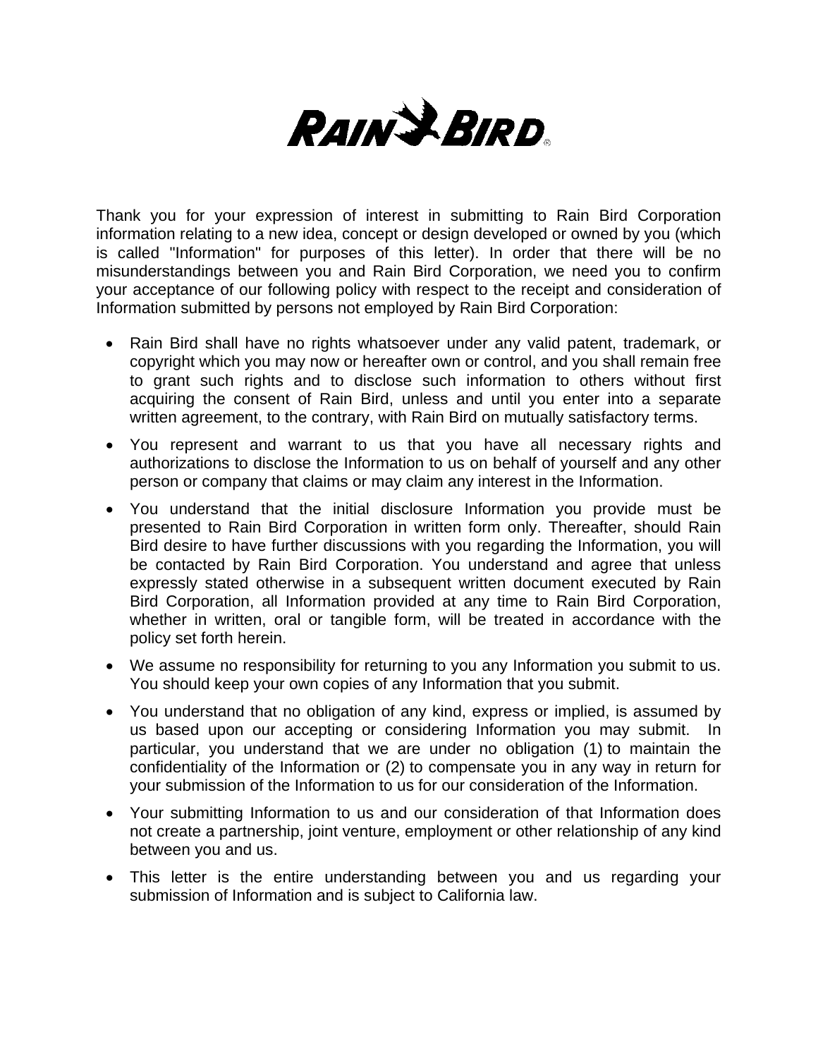# RAIN BIRD®

Thank you for your expression of interest in submitting to Rain Bird Corporation information relating to a new idea, concept or design developed or owned by you (which is called "Information" for purposes of this letter). In order that there will be no misunderstandings between you and Rain Bird Corporation, we need you to confirm your acceptance of our following policy with respect to the receipt and consideration of Information submitted by persons not employed by Rain Bird Corporation:

- Rain Bird shall have no rights whatsoever under any valid patent, trademark, or copyright which you may now or hereafter own or control, and you shall remain free to grant such rights and to disclose such information to others without first acquiring the consent of Rain Bird, unless and until you enter into a separate written agreement, to the contrary, with Rain Bird on mutually satisfactory terms.
- You represent and warrant to us that you have all necessary rights and authorizations to disclose the Information to us on behalf of yourself and any other person or company that claims or may claim any interest in the Information.
- You understand that the initial disclosure Information you provide must be presented to Rain Bird Corporation in written form only. Thereafter, should Rain Bird desire to have further discussions with you regarding the Information, you will be contacted by Rain Bird Corporation. You understand and agree that unless expressly stated otherwise in a subsequent written document executed by Rain Bird Corporation, all Information provided at any time to Rain Bird Corporation, whether in written, oral or tangible form, will be treated in accordance with the policy set forth herein.
- We assume no responsibility for returning to you any Information you submit to us. You should keep your own copies of any Information that you submit.
- You understand that no obligation of any kind, express or implied, is assumed by us based upon our accepting or considering Information you may submit. In particular, you understand that we are under no obligation (1) to maintain the confidentiality of the Information or (2) to compensate you in any way in return for your submission of the Information to us for our consideration of the Information.
- Your submitting Information to us and our consideration of that Information does not create a partnership, joint venture, employment or other relationship of any kind between you and us.
- This letter is the entire understanding between you and us regarding your submission of Information and is subject to California law.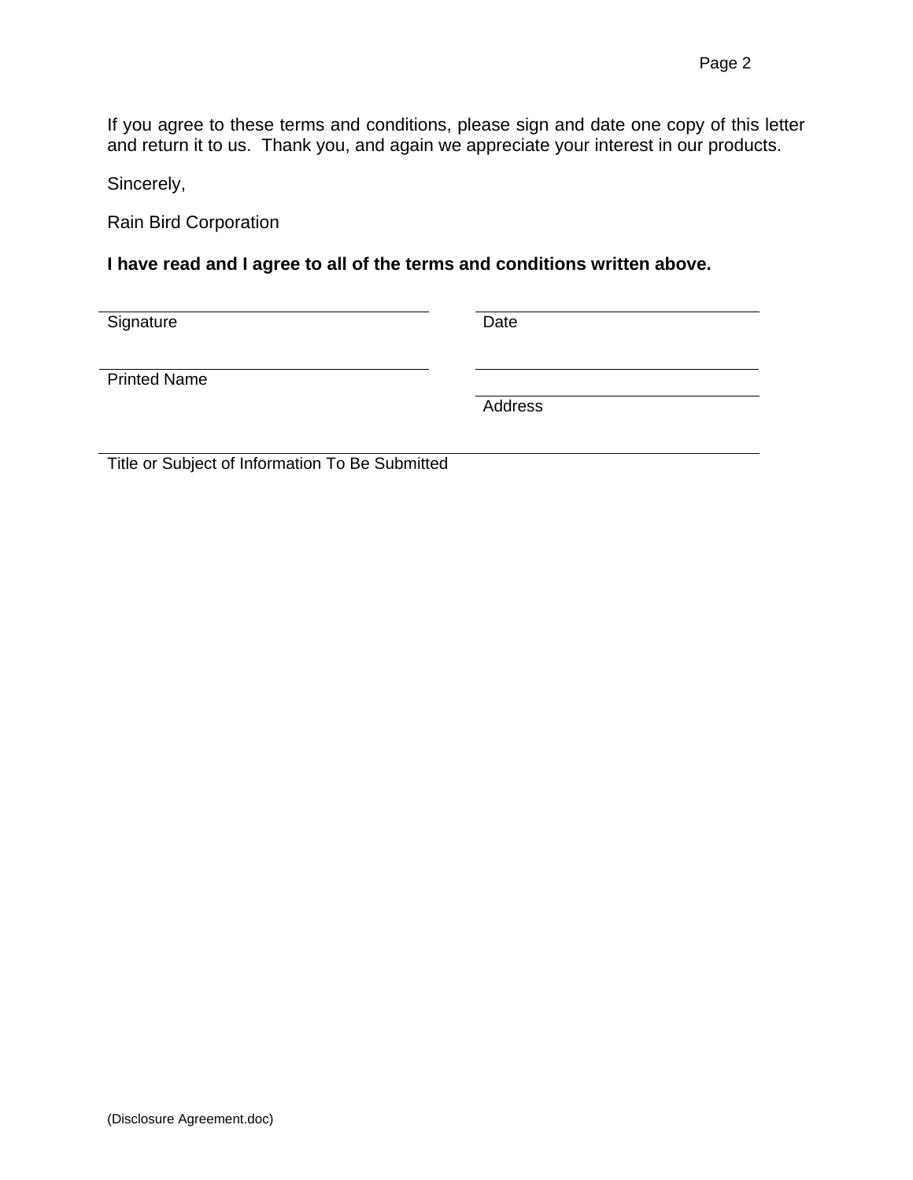If you agree to these terms and conditions, please sign and date one copy of this letter and return it to us.  Thank you, and again we appreciate your interest in our products.

Sincerely,

Rain Bird Corporation

**I have read and I agree to all of the terms and conditions written above.**

| | |
|---|---|
| ______________________ | ______________________ |
| Signature | Date |
| ______________________ | ______________________ |
| Printed Name | ______________________ |
| | Address |

______________________________________________

Title or Subject of Information To Be Submitted

(Disclosure Agreement.doc)